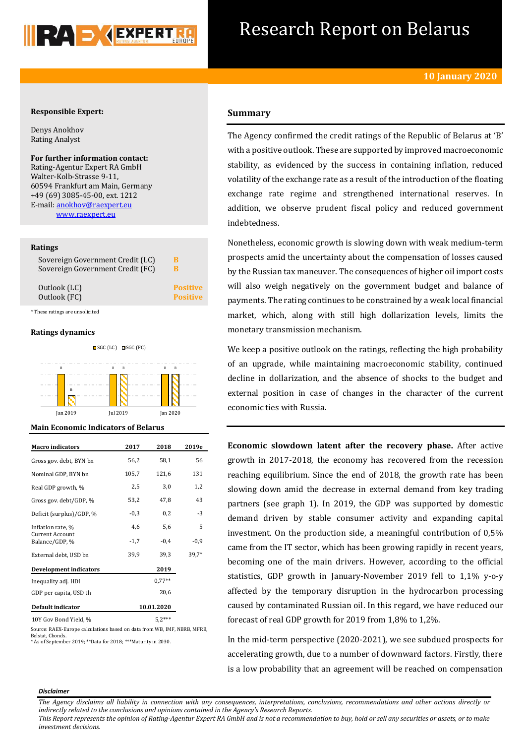# Research Report on Belarus

**10 January 2020**

**Responsible Expert:**

Denys Anokhov
Rating Analyst

**For further information contact:**
Rating-Agentur Expert RA GmbH
Walter-Kolb-Strasse 9-11,
60594 Frankfurt am Main, Germany
+49 (69) 3085-45-00, ext. 1212
E-mail: anokhov@raexpert.eu
www.raexpert.eu

**Ratings**

| | |
|---|---|
| Sovereign Government Credit (LC) | B |
| Sovereign Government Credit (FC) | B |
| Outlook (LC) | Positive |
| Outlook (FC) | Positive |

*These ratings are unsolicited

**Ratings dynamics**

| | SGC (LC) | SGC (FC) |
|---|---|---|
| Jan 2019 | B | B- |
| Jul 2019 | B | B |
| Jan 2020 | B | B |

**Main Economic Indicators of Belarus**

| Macro indicators | 2017 | 2018 | 2019e |
|---|---|---|---|
| Gross gov. debt, BYN bn | 56,2 | 58,1 | 56 |
| Nominal GDP, BYN bn | 105,7 | 121,6 | 131 |
| Real GDP growth, % | 2,5 | 3,0 | 1,2 |
| Gross gov. debt/GDP, % | 53,2 | 47,8 | 43 |
| Deficit (surplus)/GDP, % | -0,3 | 0,2 | -3 |
| Inflation rate, % | 4,6 | 5,6 | 5 |
| Current Account Balance/GDP, % | -1,7 | -0,4 | -0,9 |
| External debt, USD bn | 39,9 | 39,3 | 39,7* |
| **Development indicators** | | **2019** | |
| Inequality adj. HDI | | 0,77** | |
| GDP per capita, USD th | | 20,6 | |
| **Default indicator** | | **10.01.2020** | |
| 10Y Gov Bond Yield, % | | 5,2*** | |

Source: RAEX-Europe calculations based on data from WB, IMF, NBRB, MFRB, Belstat, Cbonds.
*As of September 2019; **Data for 2018; ***Maturity in 2030.

## Summary

The Agency confirmed the credit ratings of the Republic of Belarus at 'B' with a positive outlook. These are supported by improved macroeconomic stability, as evidenced by the success in containing inflation, reduced volatility of the exchange rate as a result of the introduction of the floating exchange rate regime and strengthened international reserves. In addition, we observe prudent fiscal policy and reduced government indebtedness.

Nonetheless, economic growth is slowing down with weak medium-term prospects amid the uncertainty about the compensation of losses caused by the Russian tax maneuver. The consequences of higher oil import costs will also weigh negatively on the government budget and balance of payments. The rating continues to be constrained by a weak local financial market, which, along with still high dollarization levels, limits the monetary transmission mechanism.

We keep a positive outlook on the ratings, reflecting the high probability of an upgrade, while maintaining macroeconomic stability, continued decline in dollarization, and the absence of shocks to the budget and external position in case of changes in the character of the current economic ties with Russia.

**Economic slowdown latent after the recovery phase.** After active growth in 2017-2018, the economy has recovered from the recession reaching equilibrium. Since the end of 2018, the growth rate has been slowing down amid the decrease in external demand from key trading partners (see graph 1). In 2019, the GDP was supported by domestic demand driven by stable consumer activity and expanding capital investment. On the production side, a meaningful contribution of 0,5% came from the IT sector, which has been growing rapidly in recent years, becoming one of the main drivers. However, according to the official statistics, GDP growth in January-November 2019 fell to 1,1% y-o-y affected by the temporary disruption in the hydrocarbon processing caused by contaminated Russian oil. In this regard, we have reduced our forecast of real GDP growth for 2019 from 1,8% to 1,2%.

In the mid-term perspective (2020-2021), we see subdued prospects for accelerating growth, due to a number of downward factors. Firstly, there is a low probability that an agreement will be reached on compensation

***Disclaimer***

*The Agency disclaims all liability in connection with any consequences, interpretations, conclusions, recommendations and other actions directly or indirectly related to the conclusions and opinions contained in the Agency's Research Reports.*
*This Report represents the opinion of Rating-Agentur Expert RA GmbH and is not a recommendation to buy, hold or sell any securities or assets, or to make investment decisions.*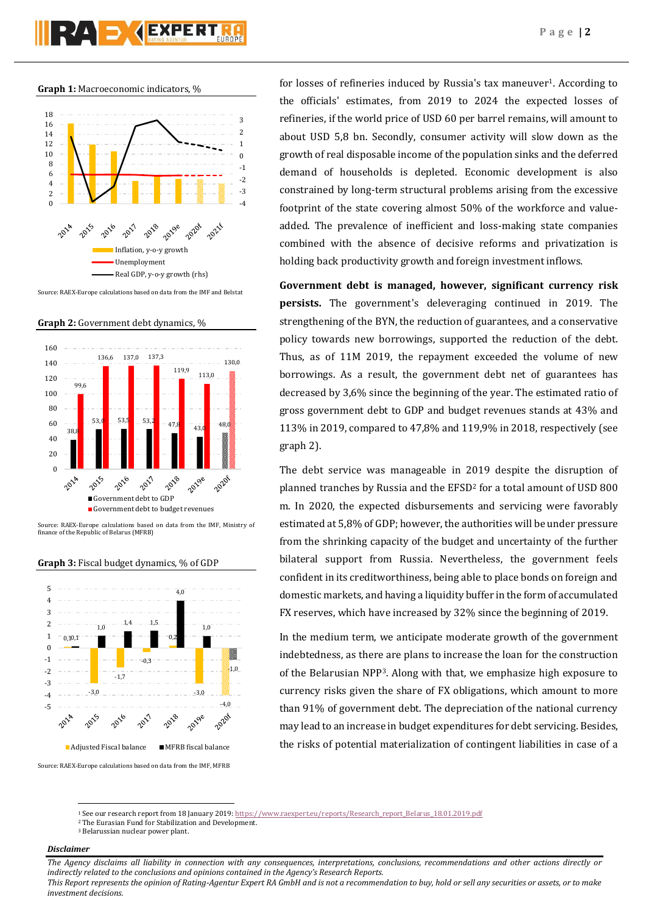**Graph 1:** Macroeconomic indicators, %

Source: RAEX-Europe calculations based on data from the IMF and Belstat

**Graph 2:** Government debt dynamics, %

Source: RAEX-Europe calculations based on data from the IMF, Ministry of finance of the Republic of Belarus (MFRB)

**Graph 3:** Fiscal budget dynamics, % of GDP

Source: RAEX-Europe calculations based on data from the IMF, MFRB

for losses of refineries induced by Russia's tax maneuver[1]. According to the officials' estimates, from 2019 to 2024 the expected losses of refineries, if the world price of USD 60 per barrel remains, will amount to about USD 5,8 bn. Secondly, consumer activity will slow down as the growth of real disposable income of the population sinks and the deferred demand of households is depleted. Economic development is also constrained by long-term structural problems arising from the excessive footprint of the state covering almost 50% of the workforce and value-added. The prevalence of inefficient and loss-making state companies combined with the absence of decisive reforms and privatization is holding back productivity growth and foreign investment inflows.

**Government debt is managed, however, significant currency risk persists.** The government's deleveraging continued in 2019. The strengthening of the BYN, the reduction of guarantees, and a conservative policy towards new borrowings, supported the reduction of the debt. Thus, as of 11M 2019, the repayment exceeded the volume of new borrowings. As a result, the government debt net of guarantees has decreased by 3,6% since the beginning of the year. The estimated ratio of gross government debt to GDP and budget revenues stands at 43% and 113% in 2019, compared to 47,8% and 119,9% in 2018, respectively (see graph 2).

The debt service was manageable in 2019 despite the disruption of planned tranches by Russia and the EFSD[2] for a total amount of USD 800 m. In 2020, the expected disbursements and servicing were favorably estimated at 5,8% of GDP; however, the authorities will be under pressure from the shrinking capacity of the budget and uncertainty of the further bilateral support from Russia. Nevertheless, the government feels confident in its creditworthiness, being able to place bonds on foreign and domestic markets, and having a liquidity buffer in the form of accumulated FX reserves, which have increased by 32% since the beginning of 2019.

In the medium term, we anticipate moderate growth of the government indebtedness, as there are plans to increase the loan for the construction of the Belarusian NPP[3]. Along with that, we emphasize high exposure to currency risks given the share of FX obligations, which amount to more than 91% of government debt. The depreciation of the national currency may lead to an increase in budget expenditures for debt servicing. Besides, the risks of potential materialization of contingent liabilities in case of a

---

[1] See our research report from 18 January 2019: https://www.raexpert.eu/reports/Research_report_Belarus_18.01.2019.pdf
[2] The Eurasian Fund for Stabilization and Development.
[3] Belarussian nuclear power plant.

***Disclaimer***

*The Agency disclaims all liability in connection with any consequences, interpretations, conclusions, recommendations and other actions directly or indirectly related to the conclusions and opinions contained in the Agency's Research Reports.*
*This Report represents the opinion of Rating-Agentur Expert RA GmbH and is not a recommendation to buy, hold or sell any securities or assets, or to make investment decisions.*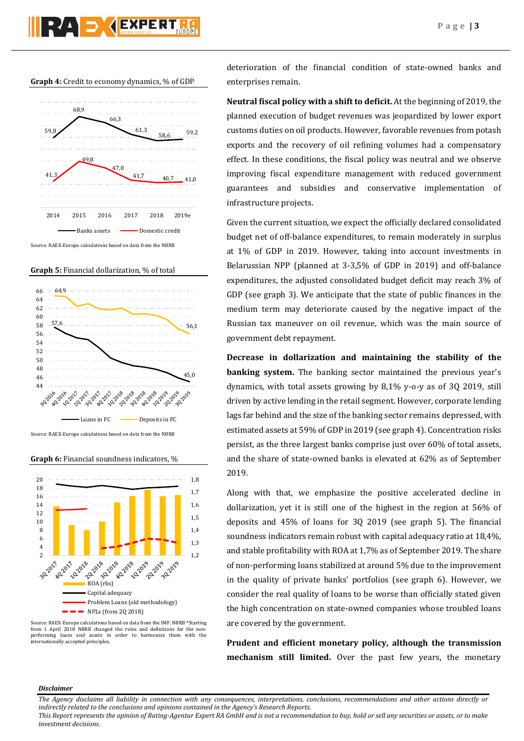**Graph 4:** Credit to economy dynamics, % of GDP

Source: RAEX-Europe calculations based on data from the NBRB

**Graph 5:** Financial dollarization, % of total

Source: RAEX-Europe calculations based on data from the NBRB

**Graph 6:** Financial soundness indicators, %

Source: RAEX-Europe calculations based on data from the IMF, NBRB *Starting from 1 April 2018 NBRB changed the rules and definitions for the non-performing loans and assets in order to harmonize them with the internationally accepted principles.

deterioration of the financial condition of state-owned banks and enterprises remain.

**Neutral fiscal policy with a shift to deficit.** At the beginning of 2019, the planned execution of budget revenues was jeopardized by lower export customs duties on oil products. However, favorable revenues from potash exports and the recovery of oil refining volumes had a compensatory effect. In these conditions, the fiscal policy was neutral and we observe improving fiscal expenditure management with reduced government guarantees and subsidies and conservative implementation of infrastructure projects.

Given the current situation, we expect the officially declared consolidated budget net of off-balance expenditures, to remain moderately in surplus at 1% of GDP in 2019. However, taking into account investments in Belarussian NPP (planned at 3-3,5% of GDP in 2019) and off-balance expenditures, the adjusted consolidated budget deficit may reach 3% of GDP (see graph 3). We anticipate that the state of public finances in the medium term may deteriorate caused by the negative impact of the Russian tax maneuver on oil revenue, which was the main source of government debt repayment.

**Decrease in dollarization and maintaining the stability of the banking system.** The banking sector maintained the previous year's dynamics, with total assets growing by 8,1% y-o-y as of 3Q 2019, still driven by active lending in the retail segment. However, corporate lending lags far behind and the size of the banking sector remains depressed, with estimated assets at 59% of GDP in 2019 (see graph 4). Concentration risks persist, as the three largest banks comprise just over 60% of total assets, and the share of state-owned banks is elevated at 62% as of September 2019.

Along with that, we emphasize the positive accelerated decline in dollarization, yet it is still one of the highest in the region at 56% of deposits and 45% of loans for 3Q 2019 (see graph 5). The financial soundness indicators remain robust with capital adequacy ratio at 18,4%, and stable profitability with ROA at 1,7% as of September 2019. The share of non-performing loans stabilized at around 5% due to the improvement in the quality of private banks' portfolios (see graph 6). However, we consider the real quality of loans to be worse than officially stated given the high concentration on state-owned companies whose troubled loans are covered by the government.

**Prudent and efficient monetary policy, although the transmission mechanism still limited.** Over the past few years, the monetary

***Disclaimer***

*The Agency disclaims all liability in connection with any consequences, interpretations, conclusions, recommendations and other actions directly or indirectly related to the conclusions and opinions contained in the Agency's Research Reports.*
*This Report represents the opinion of Rating-Agentur Expert RA GmbH and is not a recommendation to buy, hold or sell any securities or assets, or to make investment decisions.*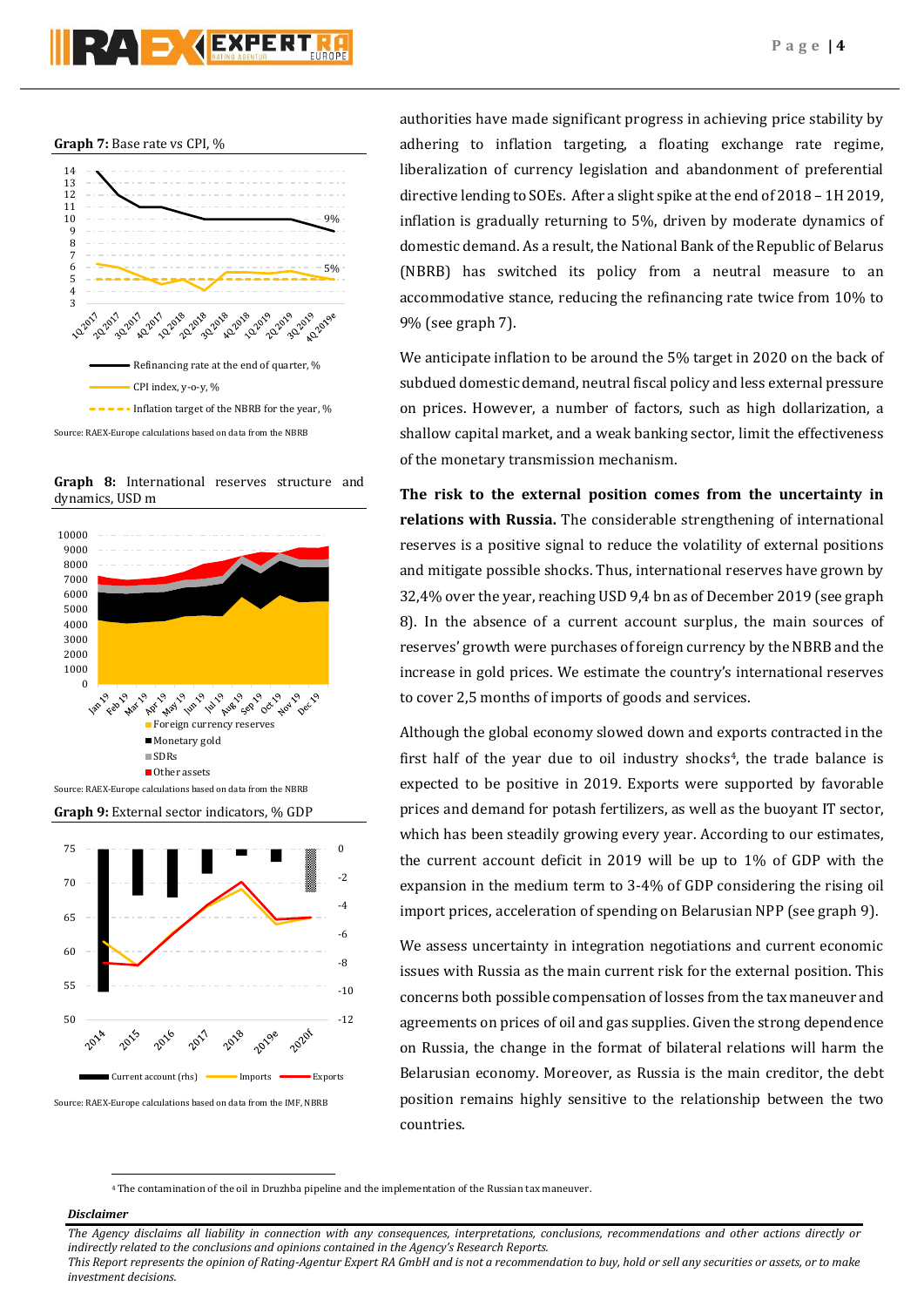**Graph 7:** Base rate vs CPI, %

Refinancing rate at the end of quarter, %

CPI index, y-o-y, %

Inflation target of the NBRB for the year, %

Source: RAEX-Europe calculations based on data from the NBRB

**Graph 8:** International reserves structure and dynamics, USD m

Foreign currency reserves

Monetary gold

SDRs

Other assets

Source: RAEX-Europe calculations based on data from the NBRB

**Graph 9:** External sector indicators, % GDP

Current account (rhs) | Imports | Exports

Source: RAEX-Europe calculations based on data from the IMF, NBRB

authorities have made significant progress in achieving price stability by adhering to inflation targeting, a floating exchange rate regime, liberalization of currency legislation and abandonment of preferential directive lending to SOEs. After a slight spike at the end of 2018 – 1H 2019, inflation is gradually returning to 5%, driven by moderate dynamics of domestic demand. As a result, the National Bank of the Republic of Belarus (NBRB) has switched its policy from a neutral measure to an accommodative stance, reducing the refinancing rate twice from 10% to 9% (see graph 7).

We anticipate inflation to be around the 5% target in 2020 on the back of subdued domestic demand, neutral fiscal policy and less external pressure on prices. However, a number of factors, such as high dollarization, a shallow capital market, and a weak banking sector, limit the effectiveness of the monetary transmission mechanism.

**The risk to the external position comes from the uncertainty in relations with Russia.** The considerable strengthening of international reserves is a positive signal to reduce the volatility of external positions and mitigate possible shocks. Thus, international reserves have grown by 32,4% over the year, reaching USD 9,4 bn as of December 2019 (see graph 8). In the absence of a current account surplus, the main sources of reserves' growth were purchases of foreign currency by the NBRB and the increase in gold prices. We estimate the country's international reserves to cover 2,5 months of imports of goods and services.

Although the global economy slowed down and exports contracted in the first half of the year due to oil industry shocks[4], the trade balance is expected to be positive in 2019. Exports were supported by favorable prices and demand for potash fertilizers, as well as the buoyant IT sector, which has been steadily growing every year. According to our estimates, the current account deficit in 2019 will be up to 1% of GDP with the expansion in the medium term to 3-4% of GDP considering the rising oil import prices, acceleration of spending on Belarusian NPP (see graph 9).

We assess uncertainty in integration negotiations and current economic issues with Russia as the main current risk for the external position. This concerns both possible compensation of losses from the tax maneuver and agreements on prices of oil and gas supplies. Given the strong dependence on Russia, the change in the format of bilateral relations will harm the Belarusian economy. Moreover, as Russia is the main creditor, the debt position remains highly sensitive to the relationship between the two countries.

[4] The contamination of the oil in Druzhba pipeline and the implementation of the Russian tax maneuver.

***Disclaimer***

*The Agency disclaims all liability in connection with any consequences, interpretations, conclusions, recommendations and other actions directly or indirectly related to the conclusions and opinions contained in the Agency's Research Reports.*
*This Report represents the opinion of Rating-Agentur Expert RA GmbH and is not a recommendation to buy, hold or sell any securities or assets, or to make investment decisions.*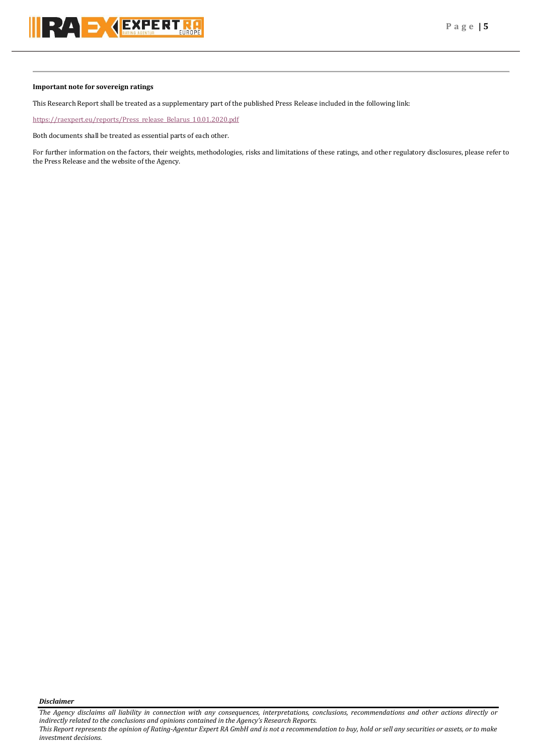**Important note for sovereign ratings**

This Research Report shall be treated as a supplementary part of the published Press Release included in the following link:

https://raexpert.eu/reports/Press_release_Belarus_10.01.2020.pdf

Both documents shall be treated as essential parts of each other.

For further information on the factors, their weights, methodologies, risks and limitations of these ratings, and other regulatory disclosures, please refer to the Press Release and the website of the Agency.

***Disclaimer***

*The Agency disclaims all liability in connection with any consequences, interpretations, conclusions, recommendations and other actions directly or indirectly related to the conclusions and opinions contained in the Agency's Research Reports.*

*This Report represents the opinion of Rating-Agentur Expert RA GmbH and is not a recommendation to buy, hold or sell any securities or assets, or to make investment decisions.*